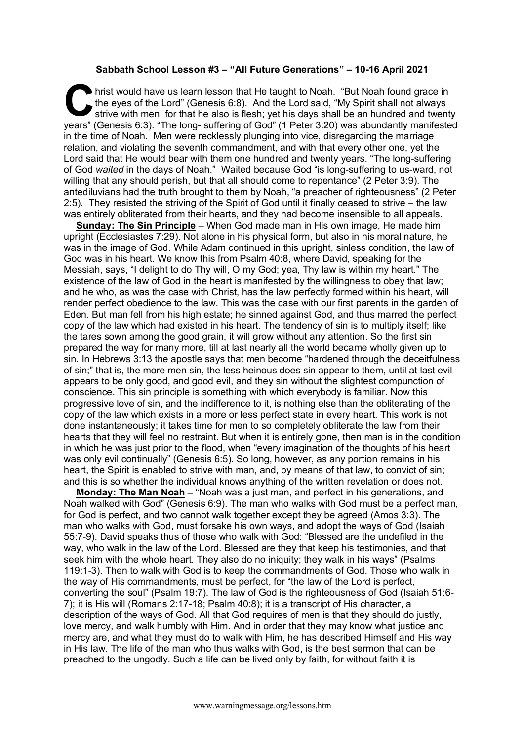**Sabbath School Lesson #3 – "All Future Generations" – 10-16 April 2021**

Christ would have us learn lesson that He taught to Noah. "But Noah found grace in the eyes of the Lord" (Genesis 6:8). And the Lord said, "My Spirit shall not always strive with men, for that he also is flesh; yet his days shall be an hundred and twenty years" (Genesis 6:3). "The long- suffering of God" (1 Peter 3:20) was abundantly manifested in the time of Noah. Men were recklessly plunging into vice, disregarding the marriage relation, and violating the seventh commandment, and with that every other one, yet the Lord said that He would bear with them one hundred and twenty years. "The long-suffering of God *waited* in the days of Noah." Waited because God "is long-suffering to us-ward, not willing that any should perish, but that all should come to repentance" (2 Peter 3:9). The antediluvians had the truth brought to them by Noah, "a preacher of righteousness" (2 Peter 2:5). They resisted the striving of the Spirit of God until it finally ceased to strive – the law was entirely obliterated from their hearts, and they had become insensible to all appeals.

**Sunday: The Sin Principle** – When God made man in His own image, He made him upright (Ecclesiastes 7:29). Not alone in his physical form, but also in his moral nature, he was in the image of God. While Adam continued in this upright, sinless condition, the law of God was in his heart. We know this from Psalm 40:8, where David, speaking for the Messiah, says, "I delight to do Thy will, O my God; yea, Thy law is within my heart." The existence of the law of God in the heart is manifested by the willingness to obey that law; and he who, as was the case with Christ, has the law perfectly formed within his heart, will render perfect obedience to the law. This was the case with our first parents in the garden of Eden. But man fell from his high estate; he sinned against God, and thus marred the perfect copy of the law which had existed in his heart. The tendency of sin is to multiply itself; like the tares sown among the good grain, it will grow without any attention. So the first sin prepared the way for many more, till at last nearly all the world became wholly given up to sin. In Hebrews 3:13 the apostle says that men become "hardened through the deceitfulness of sin;" that is, the more men sin, the less heinous does sin appear to them, until at last evil appears to be only good, and good evil, and they sin without the slightest compunction of conscience. This sin principle is something with which everybody is familiar. Now this progressive love of sin, and the indifference to it, is nothing else than the obliterating of the copy of the law which exists in a more or less perfect state in every heart. This work is not done instantaneously; it takes time for men to so completely obliterate the law from their hearts that they will feel no restraint. But when it is entirely gone, then man is in the condition in which he was just prior to the flood, when "every imagination of the thoughts of his heart was only evil continually" (Genesis 6:5). So long, however, as any portion remains in his heart, the Spirit is enabled to strive with man, and, by means of that law, to convict of sin; and this is so whether the individual knows anything of the written revelation or does not.

**Monday: The Man Noah** – "Noah was a just man, and perfect in his generations, and Noah walked with God" (Genesis 6:9). The man who walks with God must be a perfect man, for God is perfect, and two cannot walk together except they be agreed (Amos 3:3). The man who walks with God, must forsake his own ways, and adopt the ways of God (Isaiah 55:7-9). David speaks thus of those who walk with God: "Blessed are the undefiled in the way, who walk in the law of the Lord. Blessed are they that keep his testimonies, and that seek him with the whole heart. They also do no iniquity; they walk in his ways" (Psalms 119:1-3). Then to walk with God is to keep the commandments of God. Those who walk in the way of His commandments, must be perfect, for "the law of the Lord is perfect, converting the soul" (Psalm 19:7). The law of God is the righteousness of God (Isaiah 51:6-7); it is His will (Romans 2:17-18; Psalm 40:8); it is a transcript of His character, a description of the ways of God. All that God requires of men is that they should do justly, love mercy, and walk humbly with Him. And in order that they may know what justice and mercy are, and what they must do to walk with Him, he has described Himself and His way in His law. The life of the man who thus walks with God, is the best sermon that can be preached to the ungodly. Such a life can be lived only by faith, for without faith it is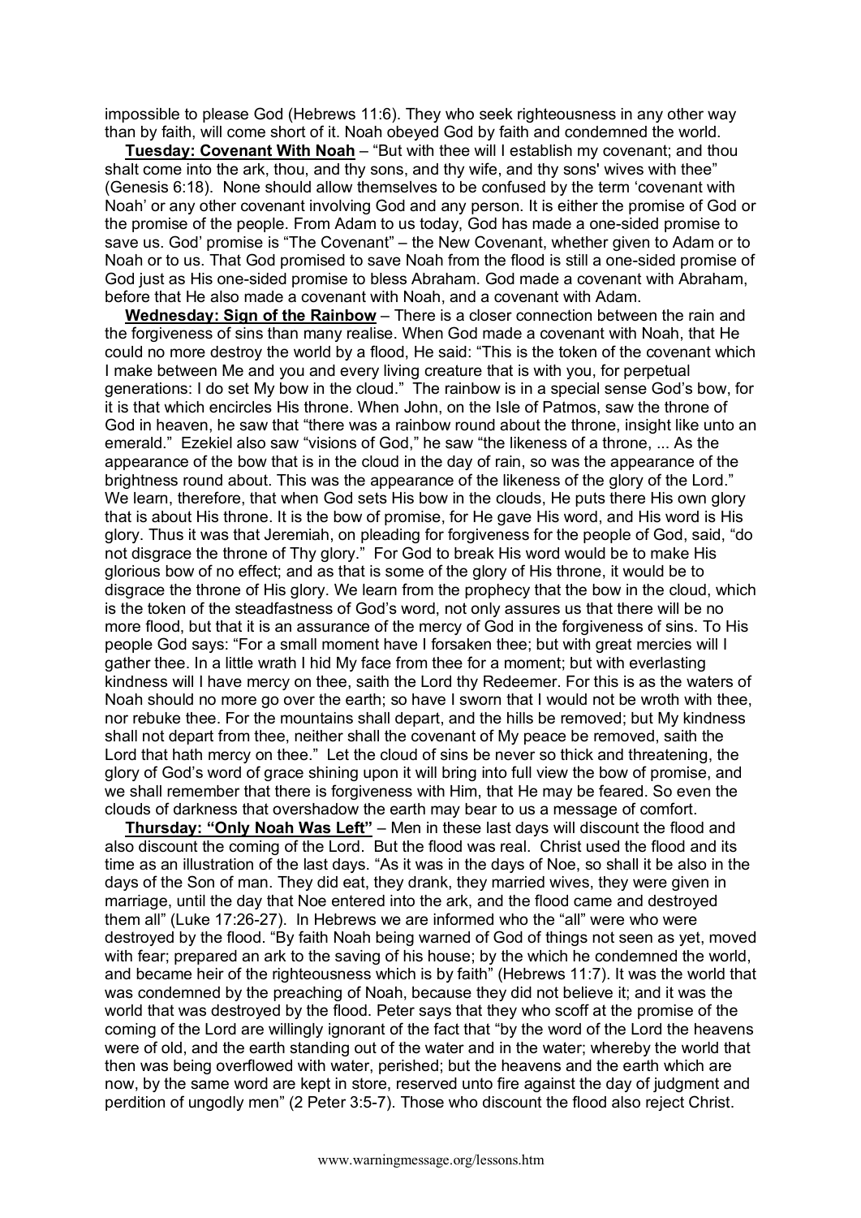impossible to please God (Hebrews 11:6). They who seek righteousness in any other way than by faith, will come short of it. Noah obeyed God by faith and condemned the world.

**Tuesday: Covenant With Noah** – "But with thee will I establish my covenant; and thou shalt come into the ark, thou, and thy sons, and thy wife, and thy sons' wives with thee" (Genesis 6:18). None should allow themselves to be confused by the term 'covenant with Noah' or any other covenant involving God and any person. It is either the promise of God or the promise of the people. From Adam to us today, God has made a one-sided promise to save us. God' promise is "The Covenant" – the New Covenant, whether given to Adam or to Noah or to us. That God promised to save Noah from the flood is still a one-sided promise of God just as His one-sided promise to bless Abraham. God made a covenant with Abraham, before that He also made a covenant with Noah, and a covenant with Adam.

**Wednesday: Sign of the Rainbow** – There is a closer connection between the rain and the forgiveness of sins than many realise. When God made a covenant with Noah, that He could no more destroy the world by a flood, He said: "This is the token of the covenant which I make between Me and you and every living creature that is with you, for perpetual generations: I do set My bow in the cloud." The rainbow is in a special sense God's bow, for it is that which encircles His throne. When John, on the Isle of Patmos, saw the throne of God in heaven, he saw that "there was a rainbow round about the throne, insight like unto an emerald." Ezekiel also saw "visions of God," he saw "the likeness of a throne, ... As the appearance of the bow that is in the cloud in the day of rain, so was the appearance of the brightness round about. This was the appearance of the likeness of the glory of the Lord." We learn, therefore, that when God sets His bow in the clouds, He puts there His own glory that is about His throne. It is the bow of promise, for He gave His word, and His word is His glory. Thus it was that Jeremiah, on pleading for forgiveness for the people of God, said, "do not disgrace the throne of Thy glory." For God to break His word would be to make His glorious bow of no effect; and as that is some of the glory of His throne, it would be to disgrace the throne of His glory. We learn from the prophecy that the bow in the cloud, which is the token of the steadfastness of God's word, not only assures us that there will be no more flood, but that it is an assurance of the mercy of God in the forgiveness of sins. To His people God says: "For a small moment have I forsaken thee; but with great mercies will I gather thee. In a little wrath I hid My face from thee for a moment; but with everlasting kindness will I have mercy on thee, saith the Lord thy Redeemer. For this is as the waters of Noah should no more go over the earth; so have I sworn that I would not be wroth with thee, nor rebuke thee. For the mountains shall depart, and the hills be removed; but My kindness shall not depart from thee, neither shall the covenant of My peace be removed, saith the Lord that hath mercy on thee." Let the cloud of sins be never so thick and threatening, the glory of God's word of grace shining upon it will bring into full view the bow of promise, and we shall remember that there is forgiveness with Him, that He may be feared. So even the clouds of darkness that overshadow the earth may bear to us a message of comfort.

**Thursday: "Only Noah Was Left"** – Men in these last days will discount the flood and also discount the coming of the Lord. But the flood was real. Christ used the flood and its time as an illustration of the last days. "As it was in the days of Noe, so shall it be also in the days of the Son of man. They did eat, they drank, they married wives, they were given in marriage, until the day that Noe entered into the ark, and the flood came and destroyed them all" (Luke 17:26-27). In Hebrews we are informed who the "all" were who were destroyed by the flood. "By faith Noah being warned of God of things not seen as yet, moved with fear; prepared an ark to the saving of his house; by the which he condemned the world, and became heir of the righteousness which is by faith" (Hebrews 11:7). It was the world that was condemned by the preaching of Noah, because they did not believe it; and it was the world that was destroyed by the flood. Peter says that they who scoff at the promise of the coming of the Lord are willingly ignorant of the fact that "by the word of the Lord the heavens were of old, and the earth standing out of the water and in the water; whereby the world that then was being overflowed with water, perished; but the heavens and the earth which are now, by the same word are kept in store, reserved unto fire against the day of judgment and perdition of ungodly men" (2 Peter 3:5-7). Those who discount the flood also reject Christ.